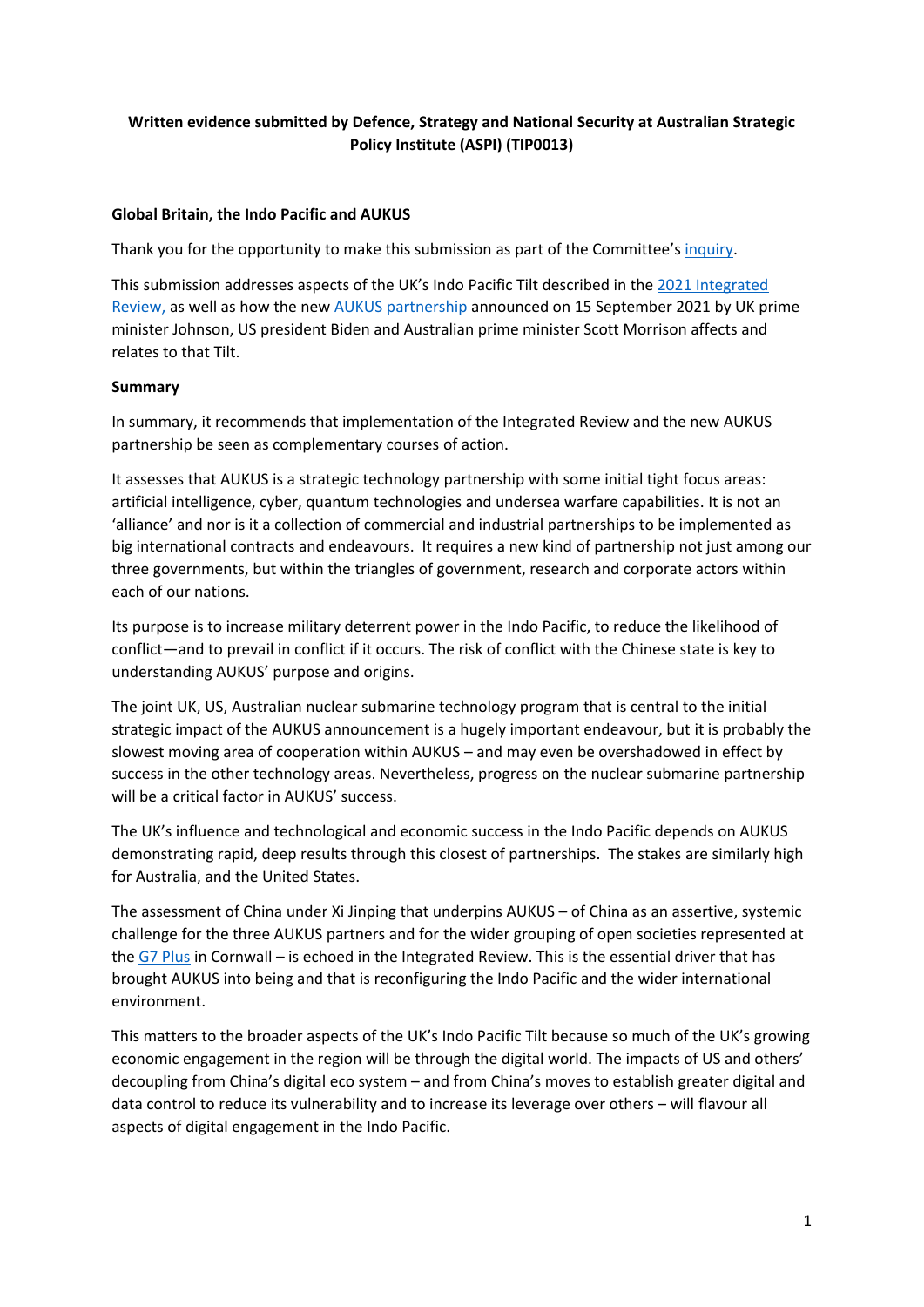**Written evidence submitted by Defence, Strategy and National Security at Australian Strategic Policy Institute (ASPI) (TIP0013)**

**Global Britain, the Indo Pacific and AUKUS**

Thank you for the opportunity to make this submission as part of the Committee's inquiry.

This submission addresses aspects of the UK's Indo Pacific Tilt described in the 2021 Integrated Review, as well as how the new AUKUS partnership announced on 15 September 2021 by UK prime minister Johnson, US president Biden and Australian prime minister Scott Morrison affects and relates to that Tilt.

**Summary**

In summary, it recommends that implementation of the Integrated Review and the new AUKUS partnership be seen as complementary courses of action.

It assesses that AUKUS is a strategic technology partnership with some initial tight focus areas: artificial intelligence, cyber, quantum technologies and undersea warfare capabilities. It is not an 'alliance' and nor is it a collection of commercial and industrial partnerships to be implemented as big international contracts and endeavours. It requires a new kind of partnership not just among our three governments, but within the triangles of government, research and corporate actors within each of our nations.

Its purpose is to increase military deterrent power in the Indo Pacific, to reduce the likelihood of conflict—and to prevail in conflict if it occurs. The risk of conflict with the Chinese state is key to understanding AUKUS' purpose and origins.

The joint UK, US, Australian nuclear submarine technology program that is central to the initial strategic impact of the AUKUS announcement is a hugely important endeavour, but it is probably the slowest moving area of cooperation within AUKUS – and may even be overshadowed in effect by success in the other technology areas. Nevertheless, progress on the nuclear submarine partnership will be a critical factor in AUKUS' success.

The UK's influence and technological and economic success in the Indo Pacific depends on AUKUS demonstrating rapid, deep results through this closest of partnerships. The stakes are similarly high for Australia, and the United States.

The assessment of China under Xi Jinping that underpins AUKUS – of China as an assertive, systemic challenge for the three AUKUS partners and for the wider grouping of open societies represented at the G7 Plus in Cornwall – is echoed in the Integrated Review. This is the essential driver that has brought AUKUS into being and that is reconfiguring the Indo Pacific and the wider international environment.

This matters to the broader aspects of the UK's Indo Pacific Tilt because so much of the UK's growing economic engagement in the region will be through the digital world. The impacts of US and others' decoupling from China's digital eco system – and from China's moves to establish greater digital and data control to reduce its vulnerability and to increase its leverage over others – will flavour all aspects of digital engagement in the Indo Pacific.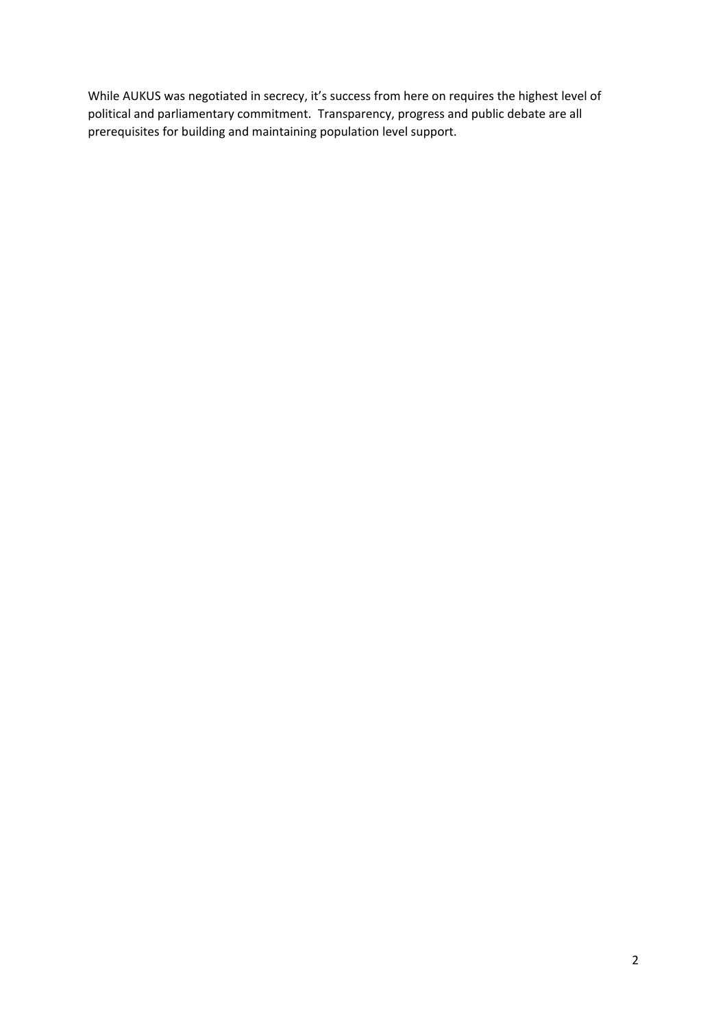While AUKUS was negotiated in secrecy, it's success from here on requires the highest level of political and parliamentary commitment.  Transparency, progress and public debate are all prerequisites for building and maintaining population level support.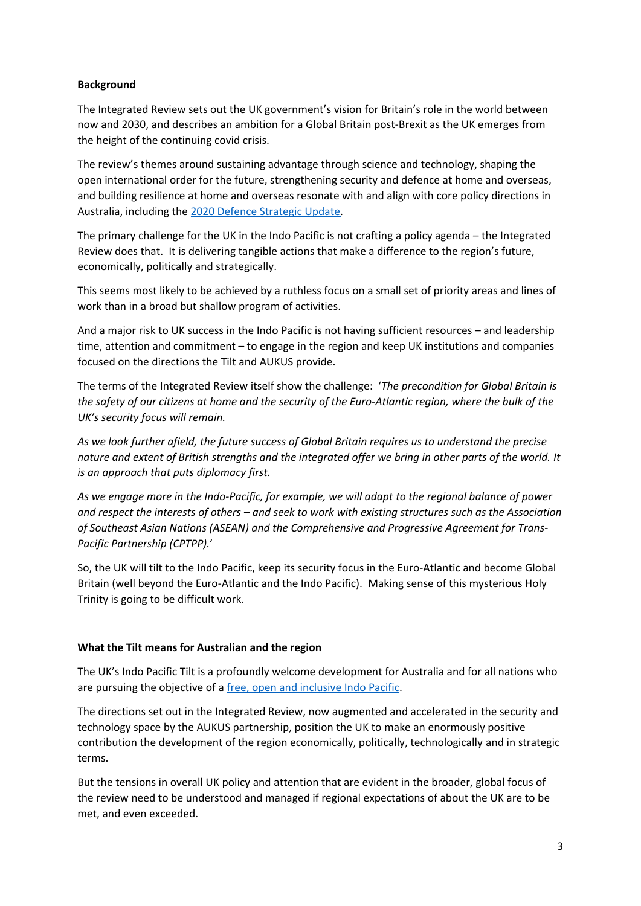**Background**

The Integrated Review sets out the UK government's vision for Britain's role in the world between now and 2030, and describes an ambition for a Global Britain post-Brexit as the UK emerges from the height of the continuing covid crisis.

The review's themes around sustaining advantage through science and technology, shaping the open international order for the future, strengthening security and defence at home and overseas, and building resilience at home and overseas resonate with and align with core policy directions in Australia, including the [2020 Defence Strategic Update](2020 Defence Strategic Update).

The primary challenge for the UK in the Indo Pacific is not crafting a policy agenda – the Integrated Review does that. It is delivering tangible actions that make a difference to the region's future, economically, politically and strategically.

This seems most likely to be achieved by a ruthless focus on a small set of priority areas and lines of work than in a broad but shallow program of activities.

And a major risk to UK success in the Indo Pacific is not having sufficient resources – and leadership time, attention and commitment – to engage in the region and keep UK institutions and companies focused on the directions the Tilt and AUKUS provide.

The terms of the Integrated Review itself show the challenge: '*The precondition for Global Britain is the safety of our citizens at home and the security of the Euro-Atlantic region, where the bulk of the UK's security focus will remain.*

*As we look further afield, the future success of Global Britain requires us to understand the precise nature and extent of British strengths and the integrated offer we bring in other parts of the world. It is an approach that puts diplomacy first.*

*As we engage more in the Indo-Pacific, for example, we will adapt to the regional balance of power and respect the interests of others – and seek to work with existing structures such as the Association of Southeast Asian Nations (ASEAN) and the Comprehensive and Progressive Agreement for Trans-Pacific Partnership (CPTPP).*'

So, the UK will tilt to the Indo Pacific, keep its security focus in the Euro-Atlantic and become Global Britain (well beyond the Euro-Atlantic and the Indo Pacific). Making sense of this mysterious Holy Trinity is going to be difficult work.

**What the Tilt means for Australian and the region**

The UK's Indo Pacific Tilt is a profoundly welcome development for Australia and for all nations who are pursuing the objective of a free, open and inclusive Indo Pacific.

The directions set out in the Integrated Review, now augmented and accelerated in the security and technology space by the AUKUS partnership, position the UK to make an enormously positive contribution the development of the region economically, politically, technologically and in strategic terms.

But the tensions in overall UK policy and attention that are evident in the broader, global focus of the review need to be understood and managed if regional expectations of about the UK are to be met, and even exceeded.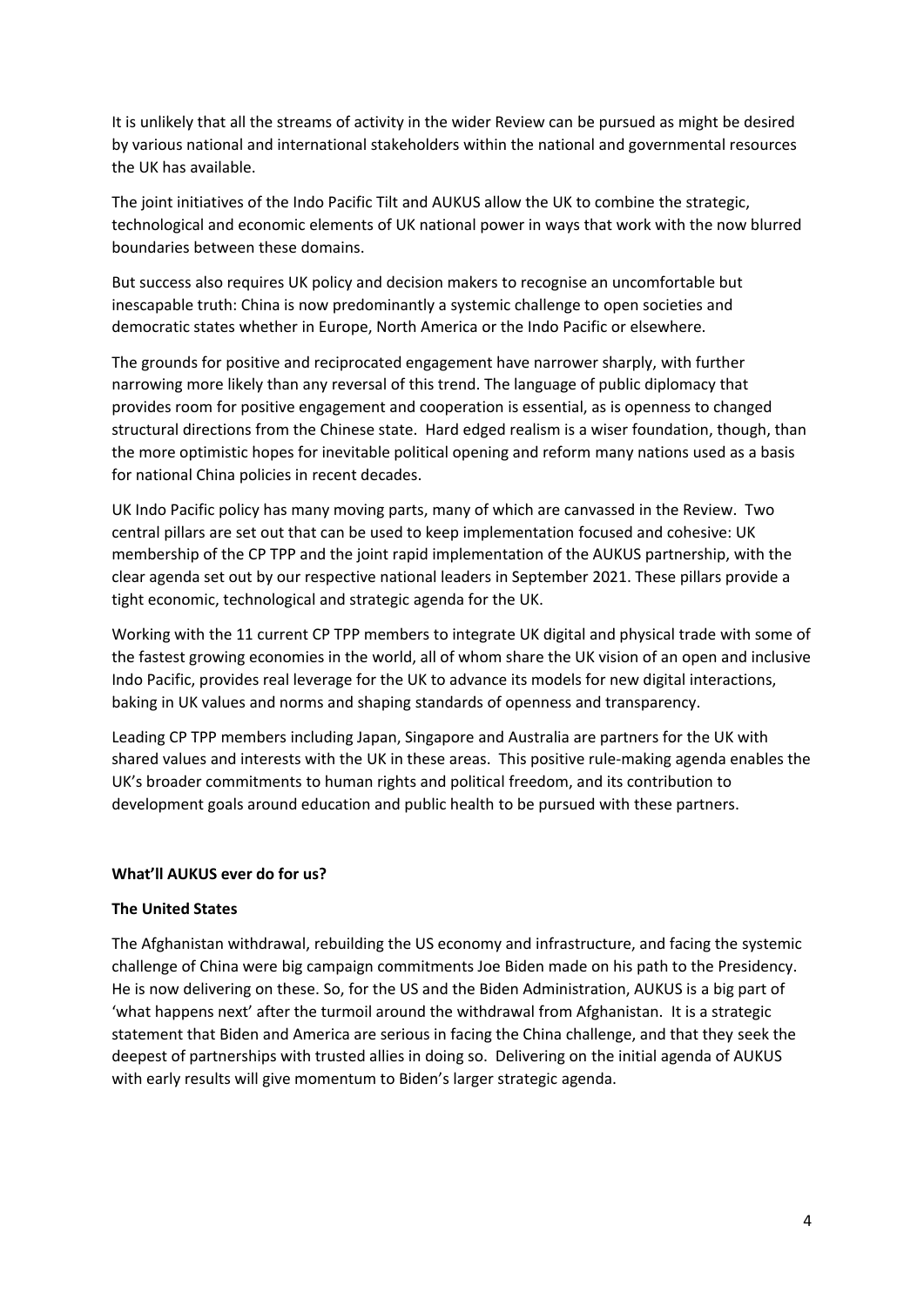It is unlikely that all the streams of activity in the wider Review can be pursued as might be desired by various national and international stakeholders within the national and governmental resources the UK has available.

The joint initiatives of the Indo Pacific Tilt and AUKUS allow the UK to combine the strategic, technological and economic elements of UK national power in ways that work with the now blurred boundaries between these domains.

But success also requires UK policy and decision makers to recognise an uncomfortable but inescapable truth: China is now predominantly a systemic challenge to open societies and democratic states whether in Europe, North America or the Indo Pacific or elsewhere.

The grounds for positive and reciprocated engagement have narrower sharply, with further narrowing more likely than any reversal of this trend. The language of public diplomacy that provides room for positive engagement and cooperation is essential, as is openness to changed structural directions from the Chinese state. Hard edged realism is a wiser foundation, though, than the more optimistic hopes for inevitable political opening and reform many nations used as a basis for national China policies in recent decades.

UK Indo Pacific policy has many moving parts, many of which are canvassed in the Review. Two central pillars are set out that can be used to keep implementation focused and cohesive: UK membership of the CP TPP and the joint rapid implementation of the AUKUS partnership, with the clear agenda set out by our respective national leaders in September 2021. These pillars provide a tight economic, technological and strategic agenda for the UK.

Working with the 11 current CP TPP members to integrate UK digital and physical trade with some of the fastest growing economies in the world, all of whom share the UK vision of an open and inclusive Indo Pacific, provides real leverage for the UK to advance its models for new digital interactions, baking in UK values and norms and shaping standards of openness and transparency.

Leading CP TPP members including Japan, Singapore and Australia are partners for the UK with shared values and interests with the UK in these areas. This positive rule-making agenda enables the UK's broader commitments to human rights and political freedom, and its contribution to development goals around education and public health to be pursued with these partners.

**What'll AUKUS ever do for us?**

**The United States**

The Afghanistan withdrawal, rebuilding the US economy and infrastructure, and facing the systemic challenge of China were big campaign commitments Joe Biden made on his path to the Presidency. He is now delivering on these. So, for the US and the Biden Administration, AUKUS is a big part of 'what happens next' after the turmoil around the withdrawal from Afghanistan. It is a strategic statement that Biden and America are serious in facing the China challenge, and that they seek the deepest of partnerships with trusted allies in doing so. Delivering on the initial agenda of AUKUS with early results will give momentum to Biden's larger strategic agenda.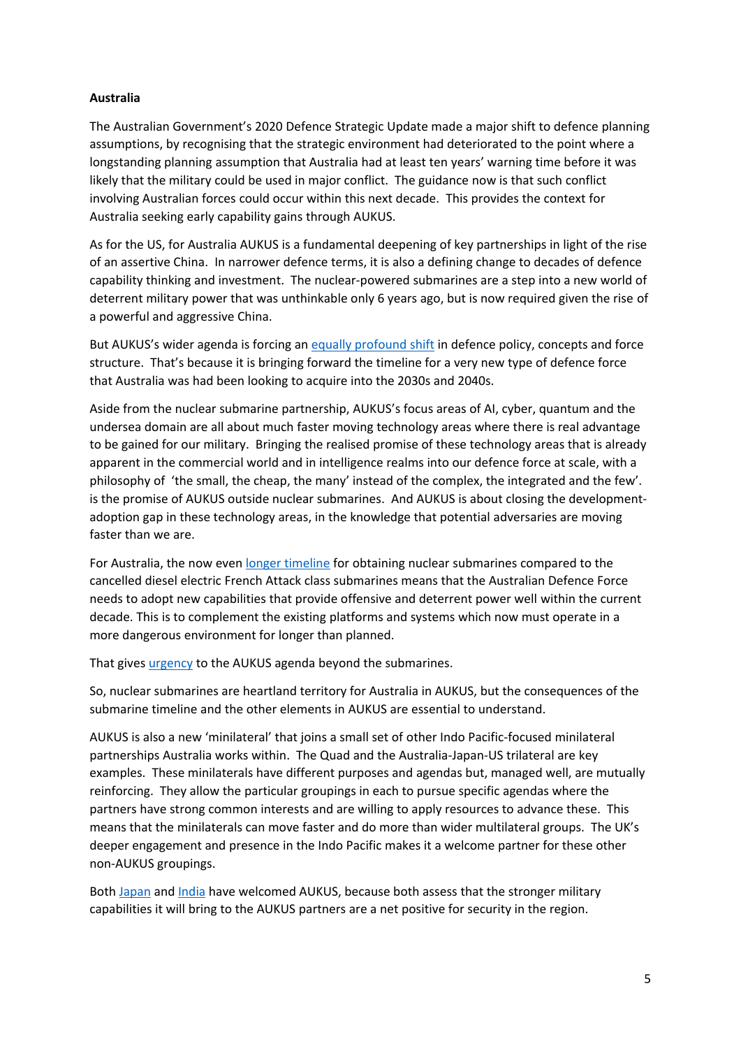**Australia**

The Australian Government's 2020 Defence Strategic Update made a major shift to defence planning assumptions, by recognising that the strategic environment had deteriorated to the point where a longstanding planning assumption that Australia had at least ten years' warning time before it was likely that the military could be used in major conflict. The guidance now is that such conflict involving Australian forces could occur within this next decade. This provides the context for Australia seeking early capability gains through AUKUS.

As for the US, for Australia AUKUS is a fundamental deepening of key partnerships in light of the rise of an assertive China. In narrower defence terms, it is also a defining change to decades of defence capability thinking and investment. The nuclear-powered submarines are a step into a new world of deterrent military power that was unthinkable only 6 years ago, but is now required given the rise of a powerful and aggressive China.

But AUKUS's wider agenda is forcing an equally profound shift in defence policy, concepts and force structure. That's because it is bringing forward the timeline for a very new type of defence force that Australia was had been looking to acquire into the 2030s and 2040s.

Aside from the nuclear submarine partnership, AUKUS's focus areas of AI, cyber, quantum and the undersea domain are all about much faster moving technology areas where there is real advantage to be gained for our military. Bringing the realised promise of these technology areas that is already apparent in the commercial world and in intelligence realms into our defence force at scale, with a philosophy of 'the small, the cheap, the many' instead of the complex, the integrated and the few'. is the promise of AUKUS outside nuclear submarines. And AUKUS is about closing the development-adoption gap in these technology areas, in the knowledge that potential adversaries are moving faster than we are.

For Australia, the now even longer timeline for obtaining nuclear submarines compared to the cancelled diesel electric French Attack class submarines means that the Australian Defence Force needs to adopt new capabilities that provide offensive and deterrent power well within the current decade. This is to complement the existing platforms and systems which now must operate in a more dangerous environment for longer than planned.

That gives urgency to the AUKUS agenda beyond the submarines.

So, nuclear submarines are heartland territory for Australia in AUKUS, but the consequences of the submarine timeline and the other elements in AUKUS are essential to understand.

AUKUS is also a new 'minilateral' that joins a small set of other Indo Pacific-focused minilateral partnerships Australia works within. The Quad and the Australia-Japan-US trilateral are key examples. These minilaterals have different purposes and agendas but, managed well, are mutually reinforcing. They allow the particular groupings in each to pursue specific agendas where the partners have strong common interests and are willing to apply resources to advance these. This means that the minilaterals can move faster and do more than wider multilateral groups. The UK's deeper engagement and presence in the Indo Pacific makes it a welcome partner for these other non-AUKUS groupings.

Both Japan and India have welcomed AUKUS, because both assess that the stronger military capabilities it will bring to the AUKUS partners are a net positive for security in the region.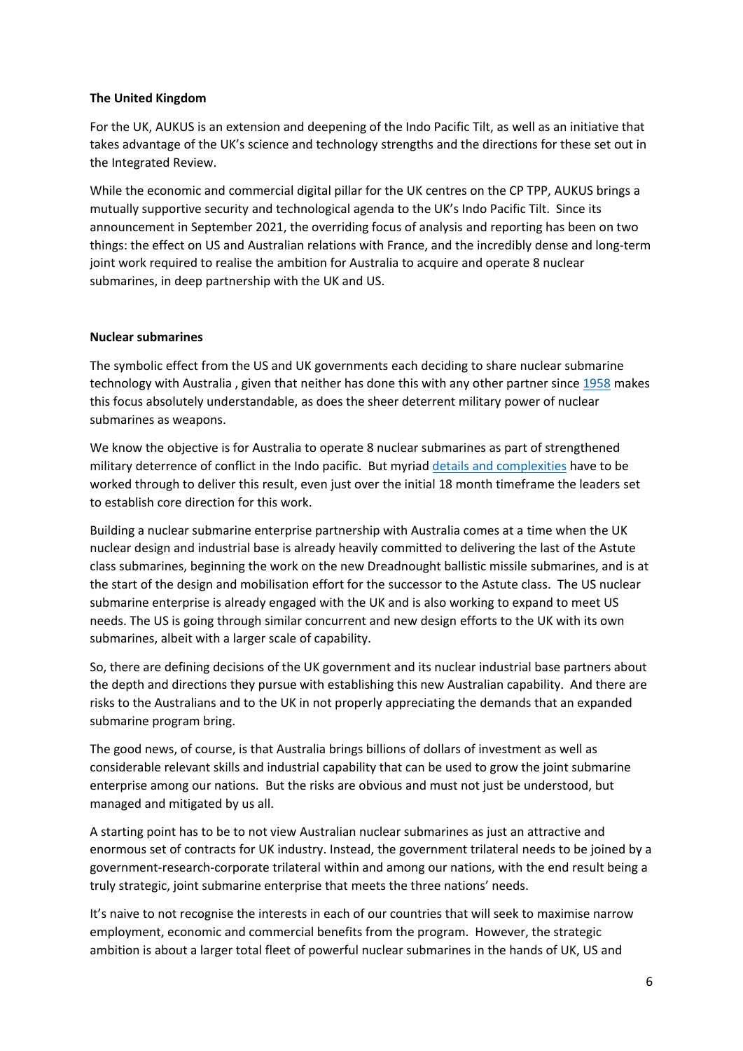**The United Kingdom**

For the UK, AUKUS is an extension and deepening of the Indo Pacific Tilt, as well as an initiative that takes advantage of the UK's science and technology strengths and the directions for these set out in the Integrated Review.

While the economic and commercial digital pillar for the UK centres on the CP TPP, AUKUS brings a mutually supportive security and technological agenda to the UK's Indo Pacific Tilt. Since its announcement in September 2021, the overriding focus of analysis and reporting has been on two things: the effect on US and Australian relations with France, and the incredibly dense and long-term joint work required to realise the ambition for Australia to acquire and operate 8 nuclear submarines, in deep partnership with the UK and US.

**Nuclear submarines**

The symbolic effect from the US and UK governments each deciding to share nuclear submarine technology with Australia , given that neither has done this with any other partner since 1958 makes this focus absolutely understandable, as does the sheer deterrent military power of nuclear submarines as weapons.

We know the objective is for Australia to operate 8 nuclear submarines as part of strengthened military deterrence of conflict in the Indo pacific. But myriad details and complexities have to be worked through to deliver this result, even just over the initial 18 month timeframe the leaders set to establish core direction for this work.

Building a nuclear submarine enterprise partnership with Australia comes at a time when the UK nuclear design and industrial base is already heavily committed to delivering the last of the Astute class submarines, beginning the work on the new Dreadnought ballistic missile submarines, and is at the start of the design and mobilisation effort for the successor to the Astute class. The US nuclear submarine enterprise is already engaged with the UK and is also working to expand to meet US needs. The US is going through similar concurrent and new design efforts to the UK with its own submarines, albeit with a larger scale of capability.

So, there are defining decisions of the UK government and its nuclear industrial base partners about the depth and directions they pursue with establishing this new Australian capability. And there are risks to the Australians and to the UK in not properly appreciating the demands that an expanded submarine program bring.

The good news, of course, is that Australia brings billions of dollars of investment as well as considerable relevant skills and industrial capability that can be used to grow the joint submarine enterprise among our nations. But the risks are obvious and must not just be understood, but managed and mitigated by us all.

A starting point has to be to not view Australian nuclear submarines as just an attractive and enormous set of contracts for UK industry. Instead, the government trilateral needs to be joined by a government-research-corporate trilateral within and among our nations, with the end result being a truly strategic, joint submarine enterprise that meets the three nations' needs.

It's naive to not recognise the interests in each of our countries that will seek to maximise narrow employment, economic and commercial benefits from the program. However, the strategic ambition is about a larger total fleet of powerful nuclear submarines in the hands of UK, US and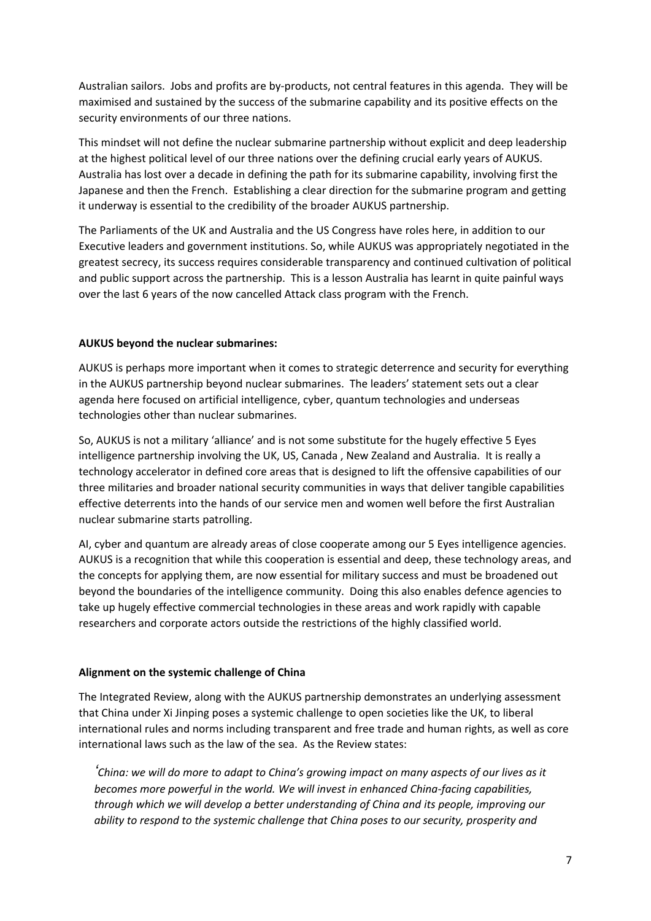Australian sailors. Jobs and profits are by-products, not central features in this agenda. They will be maximised and sustained by the success of the submarine capability and its positive effects on the security environments of our three nations.

This mindset will not define the nuclear submarine partnership without explicit and deep leadership at the highest political level of our three nations over the defining crucial early years of AUKUS. Australia has lost over a decade in defining the path for its submarine capability, involving first the Japanese and then the French. Establishing a clear direction for the submarine program and getting it underway is essential to the credibility of the broader AUKUS partnership.

The Parliaments of the UK and Australia and the US Congress have roles here, in addition to our Executive leaders and government institutions. So, while AUKUS was appropriately negotiated in the greatest secrecy, its success requires considerable transparency and continued cultivation of political and public support across the partnership. This is a lesson Australia has learnt in quite painful ways over the last 6 years of the now cancelled Attack class program with the French.

**AUKUS beyond the nuclear submarines:**

AUKUS is perhaps more important when it comes to strategic deterrence and security for everything in the AUKUS partnership beyond nuclear submarines. The leaders' statement sets out a clear agenda here focused on artificial intelligence, cyber, quantum technologies and underseas technologies other than nuclear submarines.

So, AUKUS is not a military 'alliance' and is not some substitute for the hugely effective 5 Eyes intelligence partnership involving the UK, US, Canada , New Zealand and Australia. It is really a technology accelerator in defined core areas that is designed to lift the offensive capabilities of our three militaries and broader national security communities in ways that deliver tangible capabilities effective deterrents into the hands of our service men and women well before the first Australian nuclear submarine starts patrolling.

AI, cyber and quantum are already areas of close cooperate among our 5 Eyes intelligence agencies. AUKUS is a recognition that while this cooperation is essential and deep, these technology areas, and the concepts for applying them, are now essential for military success and must be broadened out beyond the boundaries of the intelligence community. Doing this also enables defence agencies to take up hugely effective commercial technologies in these areas and work rapidly with capable researchers and corporate actors outside the restrictions of the highly classified world.

**Alignment on the systemic challenge of China**

The Integrated Review, along with the AUKUS partnership demonstrates an underlying assessment that China under Xi Jinping poses a systemic challenge to open societies like the UK, to liberal international rules and norms including transparent and free trade and human rights, as well as core international laws such as the law of the sea. As the Review states:

> *'China: we will do more to adapt to China's growing impact on many aspects of our lives as it becomes more powerful in the world. We will invest in enhanced China-facing capabilities, through which we will develop a better understanding of China and its people, improving our ability to respond to the systemic challenge that China poses to our security, prosperity and*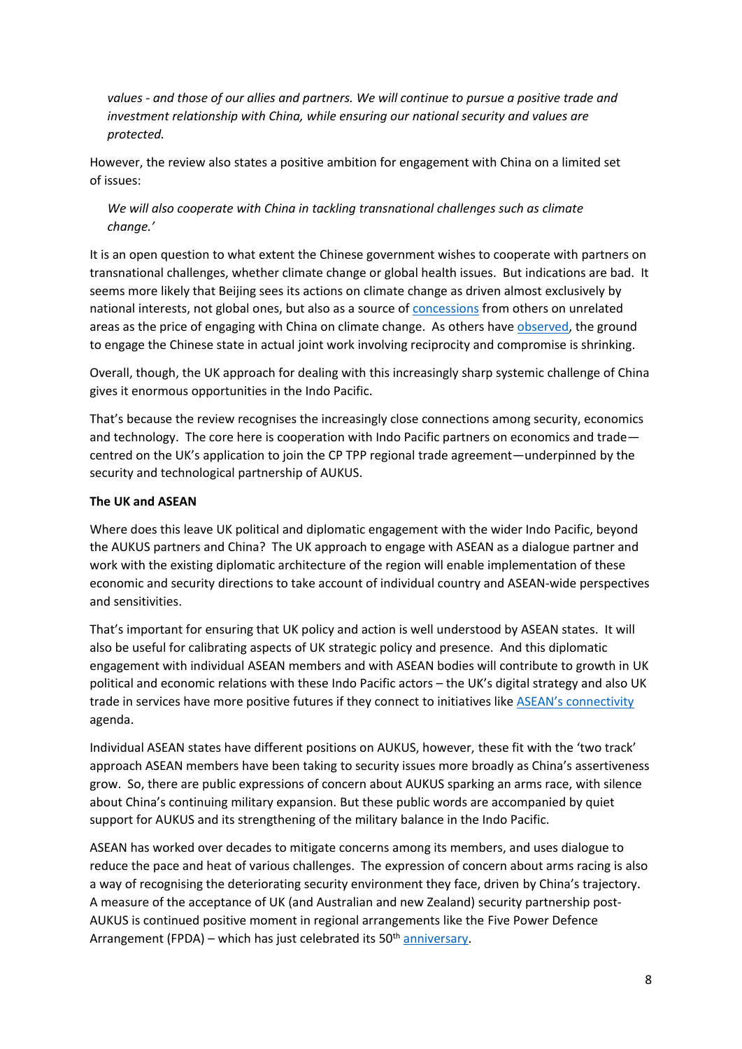*values - and those of our allies and partners. We will continue to pursue a positive trade and investment relationship with China, while ensuring our national security and values are protected.*

However, the review also states a positive ambition for engagement with China on a limited set of issues:

*We will also cooperate with China in tackling transnational challenges such as climate change.'*

It is an open question to what extent the Chinese government wishes to cooperate with partners on transnational challenges, whether climate change or global health issues. But indications are bad. It seems more likely that Beijing sees its actions on climate change as driven almost exclusively by national interests, not global ones, but also as a source of concessions from others on unrelated areas as the price of engaging with China on climate change. As others have observed, the ground to engage the Chinese state in actual joint work involving reciprocity and compromise is shrinking.

Overall, though, the UK approach for dealing with this increasingly sharp systemic challenge of China gives it enormous opportunities in the Indo Pacific.

That's because the review recognises the increasingly close connections among security, economics and technology. The core here is cooperation with Indo Pacific partners on economics and trade—centred on the UK's application to join the CP TPP regional trade agreement—underpinned by the security and technological partnership of AUKUS.

**The UK and ASEAN**

Where does this leave UK political and diplomatic engagement with the wider Indo Pacific, beyond the AUKUS partners and China? The UK approach to engage with ASEAN as a dialogue partner and work with the existing diplomatic architecture of the region will enable implementation of these economic and security directions to take account of individual country and ASEAN-wide perspectives and sensitivities.

That's important for ensuring that UK policy and action is well understood by ASEAN states. It will also be useful for calibrating aspects of UK strategic policy and presence. And this diplomatic engagement with individual ASEAN members and with ASEAN bodies will contribute to growth in UK political and economic relations with these Indo Pacific actors – the UK's digital strategy and also UK trade in services have more positive futures if they connect to initiatives like ASEAN's connectivity agenda.

Individual ASEAN states have different positions on AUKUS, however, these fit with the 'two track' approach ASEAN members have been taking to security issues more broadly as China's assertiveness grow. So, there are public expressions of concern about AUKUS sparking an arms race, with silence about China's continuing military expansion. But these public words are accompanied by quiet support for AUKUS and its strengthening of the military balance in the Indo Pacific.

ASEAN has worked over decades to mitigate concerns among its members, and uses dialogue to reduce the pace and heat of various challenges. The expression of concern about arms racing is also a way of recognising the deteriorating security environment they face, driven by China's trajectory. A measure of the acceptance of UK (and Australian and new Zealand) security partnership post-AUKUS is continued positive moment in regional arrangements like the Five Power Defence Arrangement (FPDA) – which has just celebrated its 50th anniversary.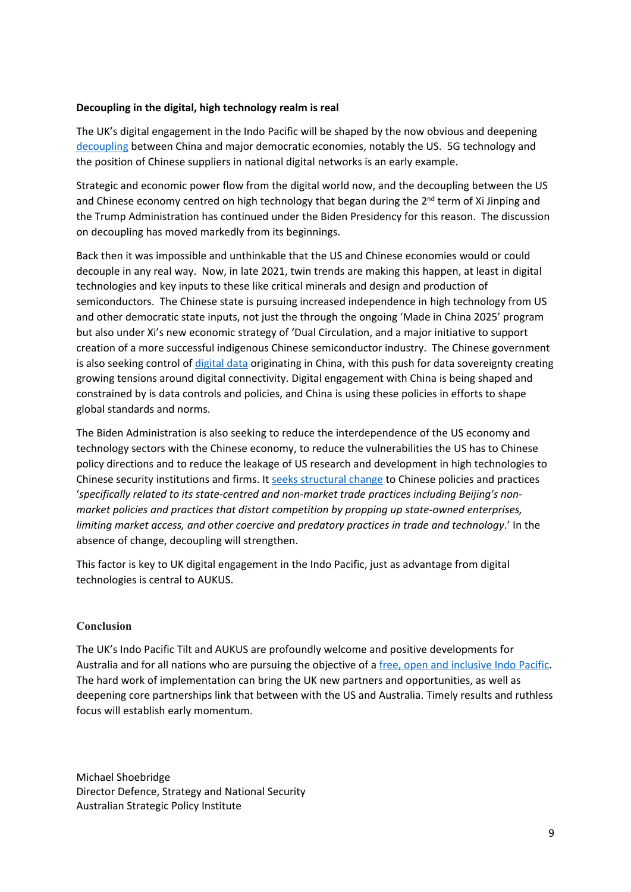**Decoupling in the digital, high technology realm is real**

The UK's digital engagement in the Indo Pacific will be shaped by the now obvious and deepening decoupling between China and major democratic economies, notably the US. 5G technology and the position of Chinese suppliers in national digital networks is an early example.

Strategic and economic power flow from the digital world now, and the decoupling between the US and Chinese economy centred on high technology that began during the 2nd term of Xi Jinping and the Trump Administration has continued under the Biden Presidency for this reason. The discussion on decoupling has moved markedly from its beginnings.

Back then it was impossible and unthinkable that the US and Chinese economies would or could decouple in any real way. Now, in late 2021, twin trends are making this happen, at least in digital technologies and key inputs to these like critical minerals and design and production of semiconductors. The Chinese state is pursuing increased independence in high technology from US and other democratic state inputs, not just the through the ongoing 'Made in China 2025' program but also under Xi's new economic strategy of 'Dual Circulation, and a major initiative to support creation of a more successful indigenous Chinese semiconductor industry. The Chinese government is also seeking control of digital data originating in China, with this push for data sovereignty creating growing tensions around digital connectivity. Digital engagement with China is being shaped and constrained by is data controls and policies, and China is using these policies in efforts to shape global standards and norms.

The Biden Administration is also seeking to reduce the interdependence of the US economy and technology sectors with the Chinese economy, to reduce the vulnerabilities the US has to Chinese policy directions and to reduce the leakage of US research and development in high technologies to Chinese security institutions and firms. It seeks structural change to Chinese policies and practices '*specifically related to its state-centred and non-market trade practices including Beijing's non-market policies and practices that distort competition by propping up state-owned enterprises, limiting market access, and other coercive and predatory practices in trade and technology*.' In the absence of change, decoupling will strengthen.

This factor is key to UK digital engagement in the Indo Pacific, just as advantage from digital technologies is central to AUKUS.

**Conclusion**

The UK's Indo Pacific Tilt and AUKUS are profoundly welcome and positive developments for Australia and for all nations who are pursuing the objective of a free, open and inclusive Indo Pacific. The hard work of implementation can bring the UK new partners and opportunities, as well as deepening core partnerships link that between with the US and Australia. Timely results and ruthless focus will establish early momentum.

Michael Shoebridge
Director Defence, Strategy and National Security
Australian Strategic Policy Institute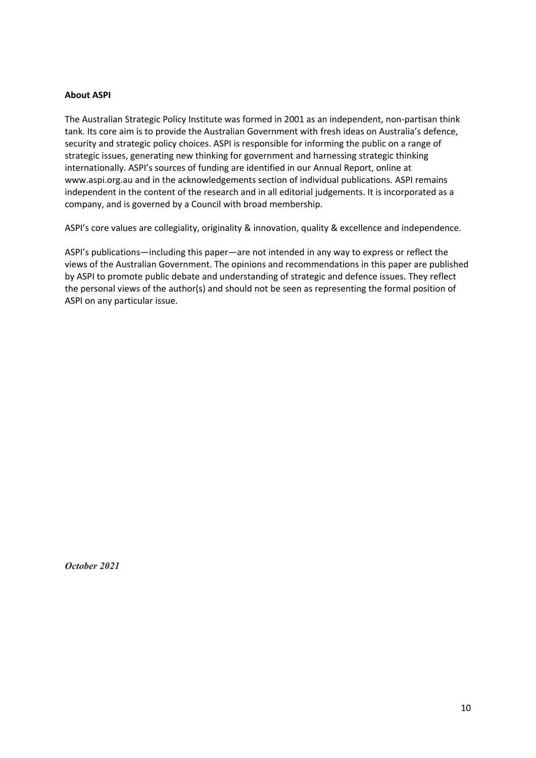**About ASPI**

The Australian Strategic Policy Institute was formed in 2001 as an independent, non-partisan think tank. Its core aim is to provide the Australian Government with fresh ideas on Australia's defence, security and strategic policy choices. ASPI is responsible for informing the public on a range of strategic issues, generating new thinking for government and harnessing strategic thinking internationally. ASPI's sources of funding are identified in our Annual Report, online at www.aspi.org.au and in the acknowledgements section of individual publications. ASPI remains independent in the content of the research and in all editorial judgements. It is incorporated as a company, and is governed by a Council with broad membership.

ASPI's core values are collegiality, originality & innovation, quality & excellence and independence.

ASPI's publications—including this paper—are not intended in any way to express or reflect the views of the Australian Government. The opinions and recommendations in this paper are published by ASPI to promote public debate and understanding of strategic and defence issues. They reflect the personal views of the author(s) and should not be seen as representing the formal position of ASPI on any particular issue.

***October 2021***